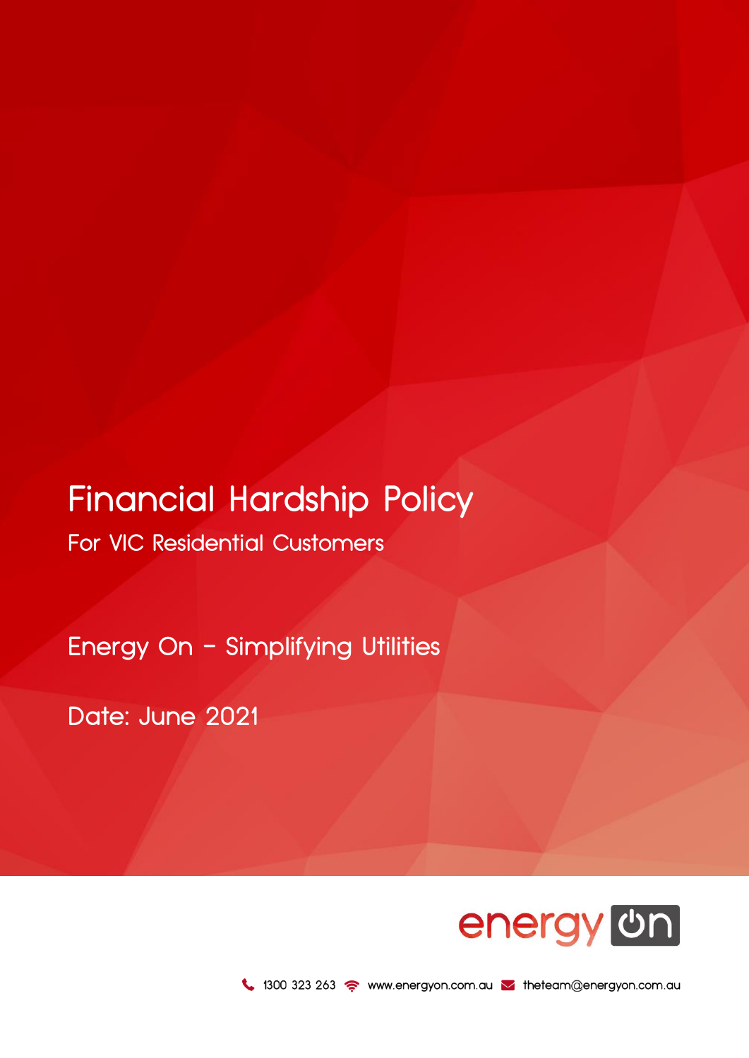# Financial Hardship Policy

For VIC Residential Customers

Energy On – Simplifying Utilities

Date: June 2021

energy on

1300 323 263 www.energyon.com.au theteam@energyon.com.au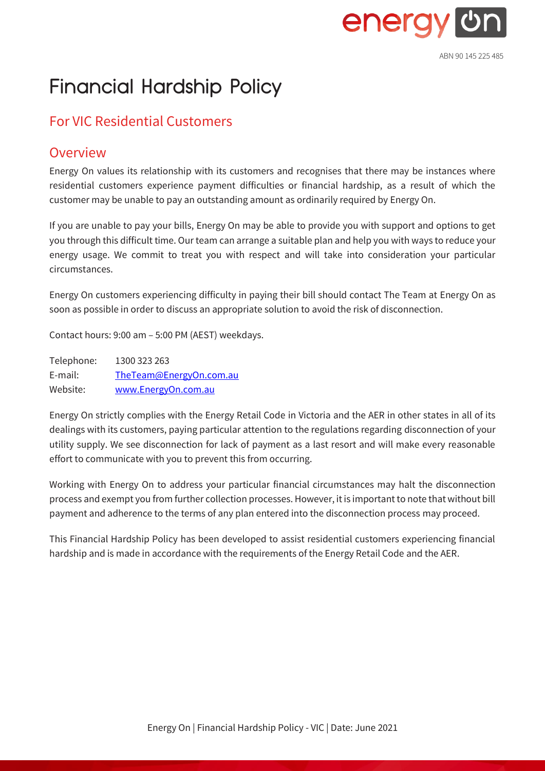ABN 90 145 225 485

# Financial Hardship Policy

## For VIC Residential Customers

## Overview

Energy On values its relationship with its customers and recognises that there may be instances where residential customers experience payment difficulties or financial hardship, as a result of which the customer may be unable to pay an outstanding amount as ordinarily required by Energy On.

If you are unable to pay your bills, Energy On may be able to provide you with support and options to get you through this difficult time. Our team can arrange a suitable plan and help you with ways to reduce your energy usage. We commit to treat you with respect and will take into consideration your particular circumstances.

Energy On customers experiencing difficulty in paying their bill should contact The Team at Energy On as soon as possible in order to discuss an appropriate solution to avoid the risk of disconnection.

Contact hours: 9:00 am – 5:00 PM (AEST) weekdays.

Telephone: 1300 323 263
E-mail: TheTeam@EnergyOn.com.au
Website: www.EnergyOn.com.au

Energy On strictly complies with the Energy Retail Code in Victoria and the AER in other states in all of its dealings with its customers, paying particular attention to the regulations regarding disconnection of your utility supply. We see disconnection for lack of payment as a last resort and will make every reasonable effort to communicate with you to prevent this from occurring.

Working with Energy On to address your particular financial circumstances may halt the disconnection process and exempt you from further collection processes. However, it is important to note that without bill payment and adherence to the terms of any plan entered into the disconnection process may proceed.

This Financial Hardship Policy has been developed to assist residential customers experiencing financial hardship and is made in accordance with the requirements of the Energy Retail Code and the AER.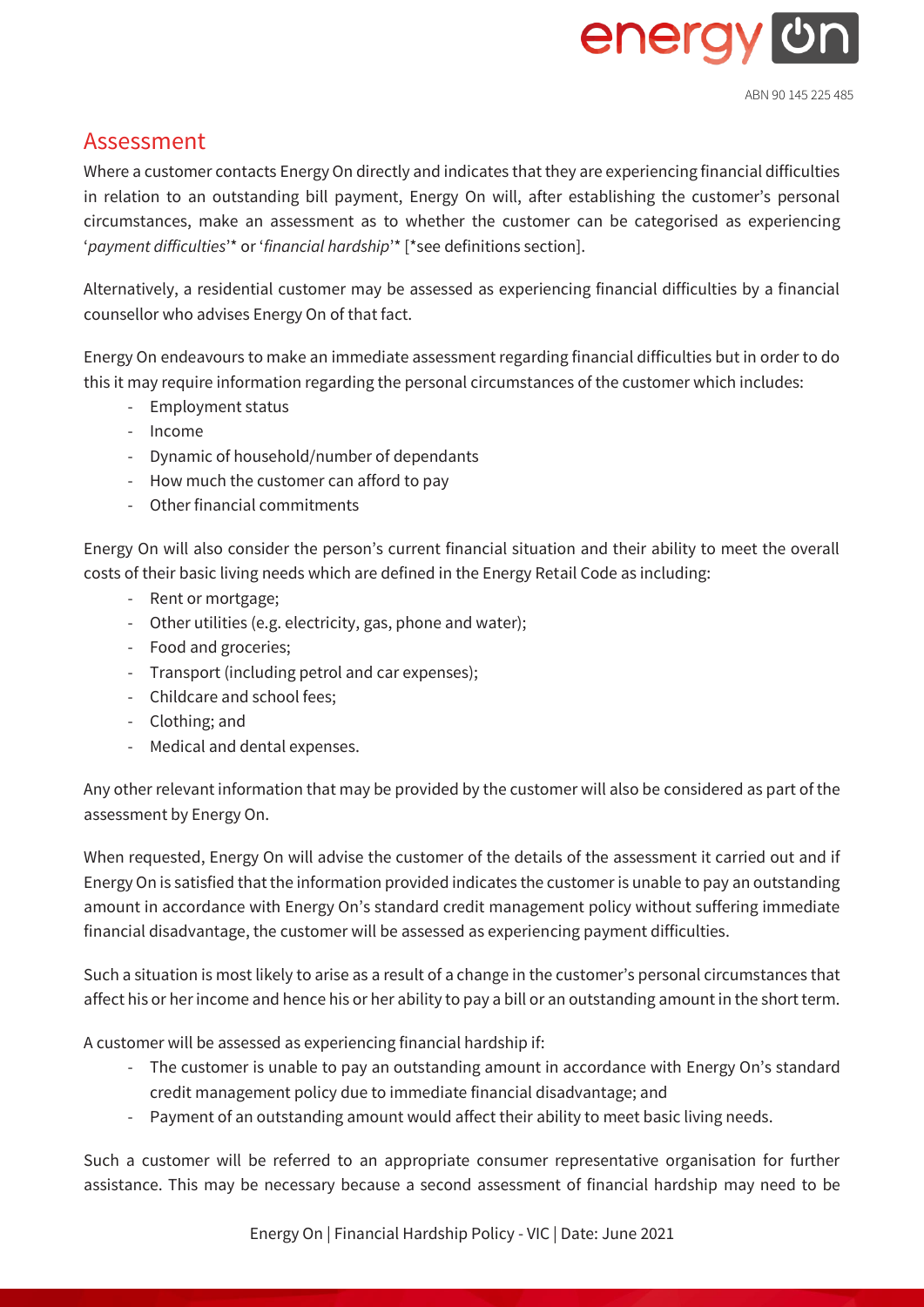## Assessment

Where a customer contacts Energy On directly and indicates that they are experiencing financial difficulties in relation to an outstanding bill payment, Energy On will, after establishing the customer's personal circumstances, make an assessment as to whether the customer can be categorised as experiencing '*payment difficulties*'* or '*financial hardship*'* [*see definitions section].

Alternatively, a residential customer may be assessed as experiencing financial difficulties by a financial counsellor who advises Energy On of that fact.

Energy On endeavours to make an immediate assessment regarding financial difficulties but in order to do this it may require information regarding the personal circumstances of the customer which includes:

- Employment status
- Income
- Dynamic of household/number of dependants
- How much the customer can afford to pay
- Other financial commitments

Energy On will also consider the person's current financial situation and their ability to meet the overall costs of their basic living needs which are defined in the Energy Retail Code as including:

- Rent or mortgage;
- Other utilities (e.g. electricity, gas, phone and water);
- Food and groceries;
- Transport (including petrol and car expenses);
- Childcare and school fees;
- Clothing; and
- Medical and dental expenses.

Any other relevant information that may be provided by the customer will also be considered as part of the assessment by Energy On.

When requested, Energy On will advise the customer of the details of the assessment it carried out and if Energy On is satisfied that the information provided indicates the customer is unable to pay an outstanding amount in accordance with Energy On's standard credit management policy without suffering immediate financial disadvantage, the customer will be assessed as experiencing payment difficulties.

Such a situation is most likely to arise as a result of a change in the customer's personal circumstances that affect his or her income and hence his or her ability to pay a bill or an outstanding amount in the short term.

A customer will be assessed as experiencing financial hardship if:

- The customer is unable to pay an outstanding amount in accordance with Energy On's standard credit management policy due to immediate financial disadvantage; and
- Payment of an outstanding amount would affect their ability to meet basic living needs.

Such a customer will be referred to an appropriate consumer representative organisation for further assistance. This may be necessary because a second assessment of financial hardship may need to be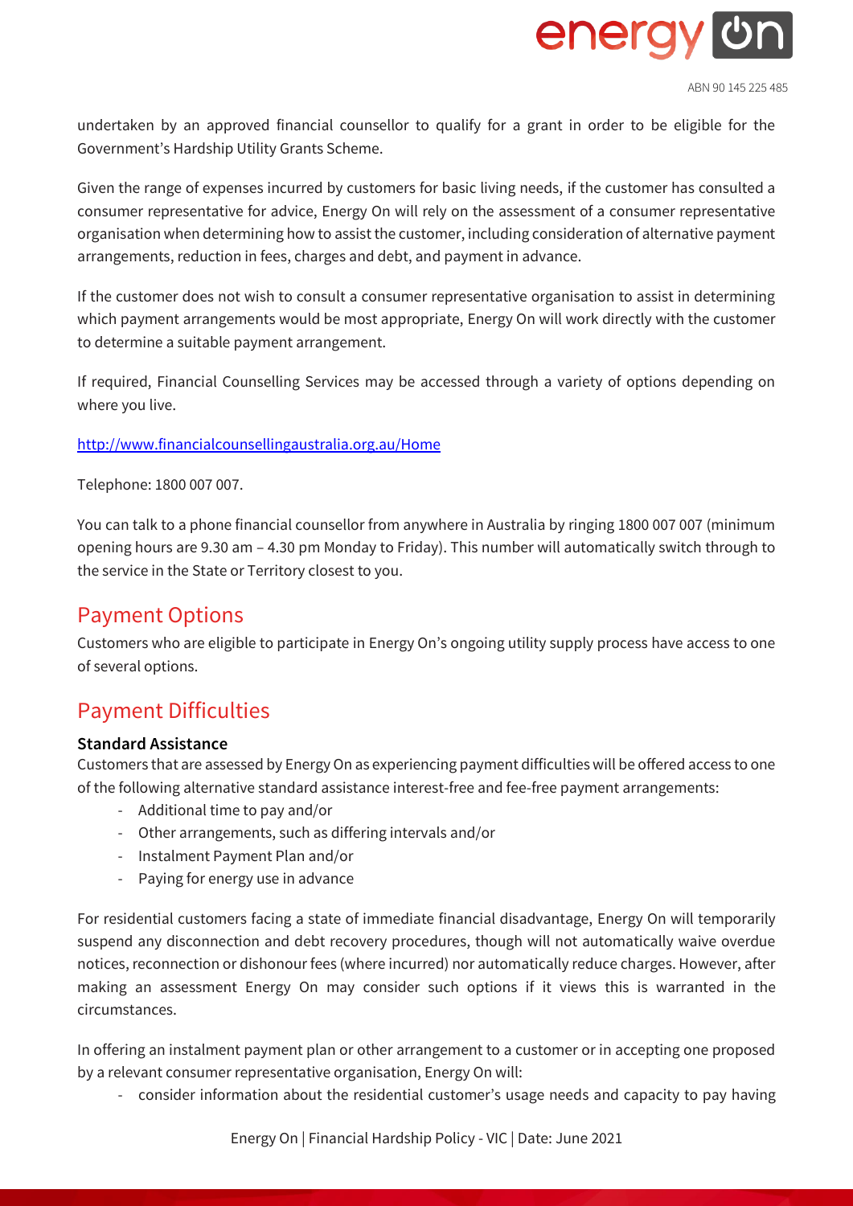undertaken by an approved financial counsellor to qualify for a grant in order to be eligible for the Government's Hardship Utility Grants Scheme.

Given the range of expenses incurred by customers for basic living needs, if the customer has consulted a consumer representative for advice, Energy On will rely on the assessment of a consumer representative organisation when determining how to assist the customer, including consideration of alternative payment arrangements, reduction in fees, charges and debt, and payment in advance.

If the customer does not wish to consult a consumer representative organisation to assist in determining which payment arrangements would be most appropriate, Energy On will work directly with the customer to determine a suitable payment arrangement.

If required, Financial Counselling Services may be accessed through a variety of options depending on where you live.

http://www.financialcounsellingaustralia.org.au/Home

Telephone: 1800 007 007.

You can talk to a phone financial counsellor from anywhere in Australia by ringing 1800 007 007 (minimum opening hours are 9.30 am – 4.30 pm Monday to Friday). This number will automatically switch through to the service in the State or Territory closest to you.

## Payment Options

Customers who are eligible to participate in Energy On's ongoing utility supply process have access to one of several options.

## Payment Difficulties

**Standard Assistance**

Customers that are assessed by Energy On as experiencing payment difficulties will be offered access to one of the following alternative standard assistance interest-free and fee-free payment arrangements:

- Additional time to pay and/or
- Other arrangements, such as differing intervals and/or
- Instalment Payment Plan and/or
- Paying for energy use in advance

For residential customers facing a state of immediate financial disadvantage, Energy On will temporarily suspend any disconnection and debt recovery procedures, though will not automatically waive overdue notices, reconnection or dishonour fees (where incurred) nor automatically reduce charges. However, after making an assessment Energy On may consider such options if it views this is warranted in the circumstances.

In offering an instalment payment plan or other arrangement to a customer or in accepting one proposed by a relevant consumer representative organisation, Energy On will:

- consider information about the residential customer's usage needs and capacity to pay having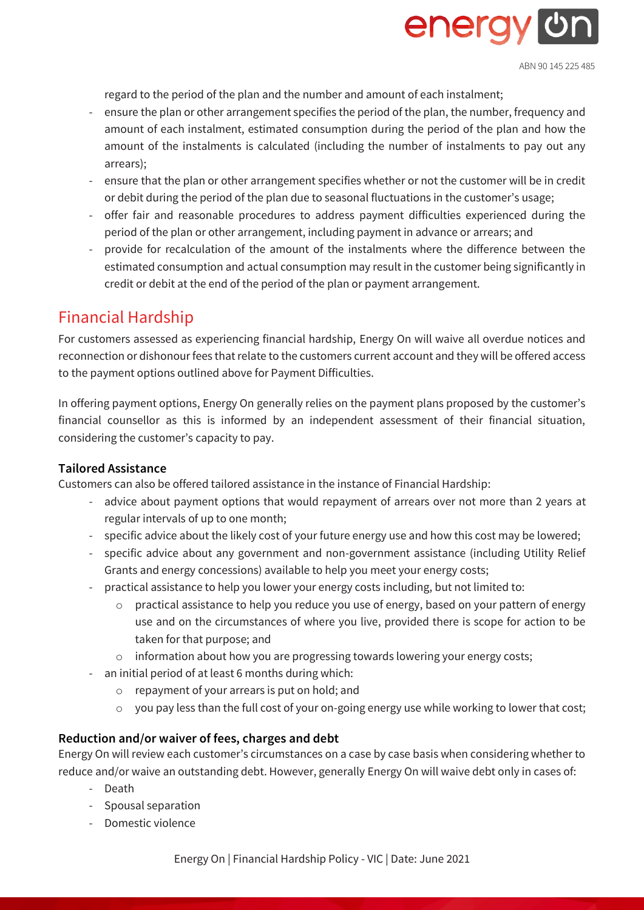regard to the period of the plan and the number and amount of each instalment;

- ensure the plan or other arrangement specifies the period of the plan, the number, frequency and amount of each instalment, estimated consumption during the period of the plan and how the amount of the instalments is calculated (including the number of instalments to pay out any arrears);
- ensure that the plan or other arrangement specifies whether or not the customer will be in credit or debit during the period of the plan due to seasonal fluctuations in the customer's usage;
- offer fair and reasonable procedures to address payment difficulties experienced during the period of the plan or other arrangement, including payment in advance or arrears; and
- provide for recalculation of the amount of the instalments where the difference between the estimated consumption and actual consumption may result in the customer being significantly in credit or debit at the end of the period of the plan or payment arrangement.

## Financial Hardship

For customers assessed as experiencing financial hardship, Energy On will waive all overdue notices and reconnection or dishonour fees that relate to the customers current account and they will be offered access to the payment options outlined above for Payment Difficulties.

In offering payment options, Energy On generally relies on the payment plans proposed by the customer's financial counsellor as this is informed by an independent assessment of their financial situation, considering the customer's capacity to pay.

### Tailored Assistance

Customers can also be offered tailored assistance in the instance of Financial Hardship:

- advice about payment options that would repayment of arrears over not more than 2 years at regular intervals of up to one month;
- specific advice about the likely cost of your future energy use and how this cost may be lowered;
- specific advice about any government and non-government assistance (including Utility Relief Grants and energy concessions) available to help you meet your energy costs;
- practical assistance to help you lower your energy costs including, but not limited to:
  - practical assistance to help you reduce you use of energy, based on your pattern of energy use and on the circumstances of where you live, provided there is scope for action to be taken for that purpose; and
  - information about how you are progressing towards lowering your energy costs;
- an initial period of at least 6 months during which:
  - repayment of your arrears is put on hold; and
  - you pay less than the full cost of your on-going energy use while working to lower that cost;

### Reduction and/or waiver of fees, charges and debt

Energy On will review each customer's circumstances on a case by case basis when considering whether to reduce and/or waive an outstanding debt. However, generally Energy On will waive debt only in cases of:

- Death
- Spousal separation
- Domestic violence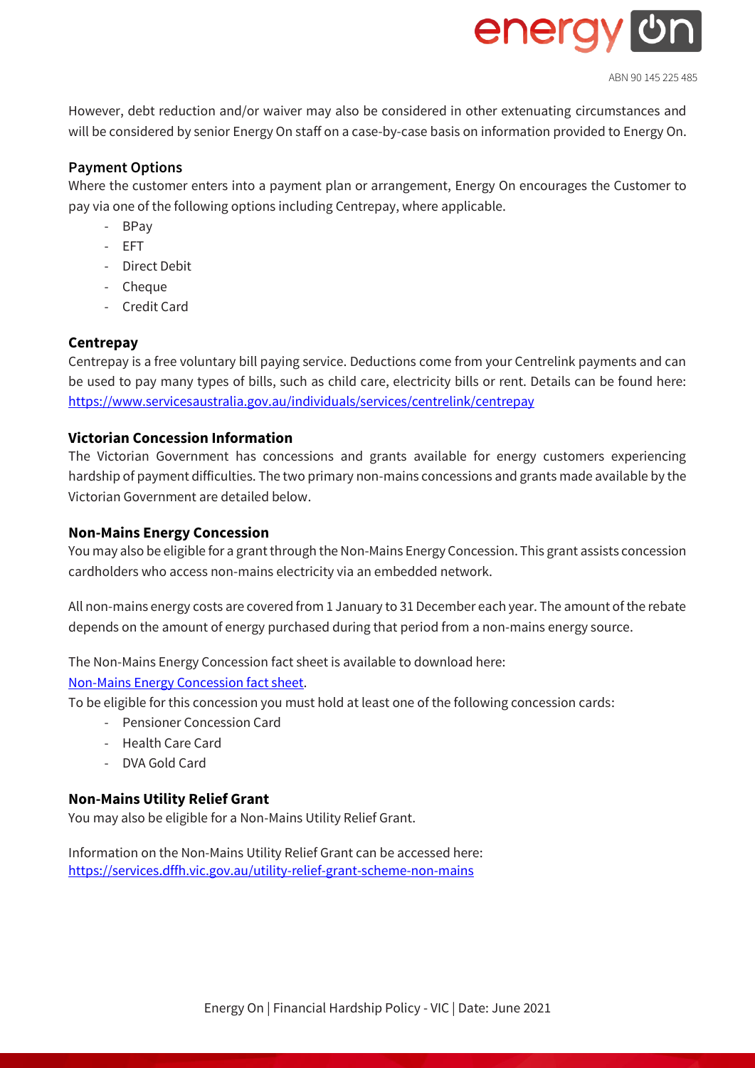However, debt reduction and/or waiver may also be considered in other extenuating circumstances and will be considered by senior Energy On staff on a case-by-case basis on information provided to Energy On.

### Payment Options

Where the customer enters into a payment plan or arrangement, Energy On encourages the Customer to pay via one of the following options including Centrepay, where applicable.

- BPay
- EFT
- Direct Debit
- Cheque
- Credit Card

### Centrepay

Centrepay is a free voluntary bill paying service. Deductions come from your Centrelink payments and can be used to pay many types of bills, such as child care, electricity bills or rent. Details can be found here: [https://www.servicesaustralia.gov.au/individuals/services/centrelink/centrepay](https://www.servicesaustralia.gov.au/individuals/services/centrelink/centrepay)

### Victorian Concession Information

The Victorian Government has concessions and grants available for energy customers experiencing hardship of payment difficulties. The two primary non-mains concessions and grants made available by the Victorian Government are detailed below.

### Non-Mains Energy Concession

You may also be eligible for a grant through the Non-Mains Energy Concession. This grant assists concession cardholders who access non-mains electricity via an embedded network.

All non-mains energy costs are covered from 1 January to 31 December each year. The amount of the rebate depends on the amount of energy purchased during that period from a non-mains energy source.

The Non-Mains Energy Concession fact sheet is available to download here:
Non-Mains Energy Concession fact sheet.
To be eligible for this concession you must hold at least one of the following concession cards:

- Pensioner Concession Card
- Health Care Card
- DVA Gold Card

### Non-Mains Utility Relief Grant

You may also be eligible for a Non-Mains Utility Relief Grant.

Information on the Non-Mains Utility Relief Grant can be accessed here:
[https://services.dffh.vic.gov.au/utility-relief-grant-scheme-non-mains](https://services.dffh.vic.gov.au/utility-relief-grant-scheme-non-mains)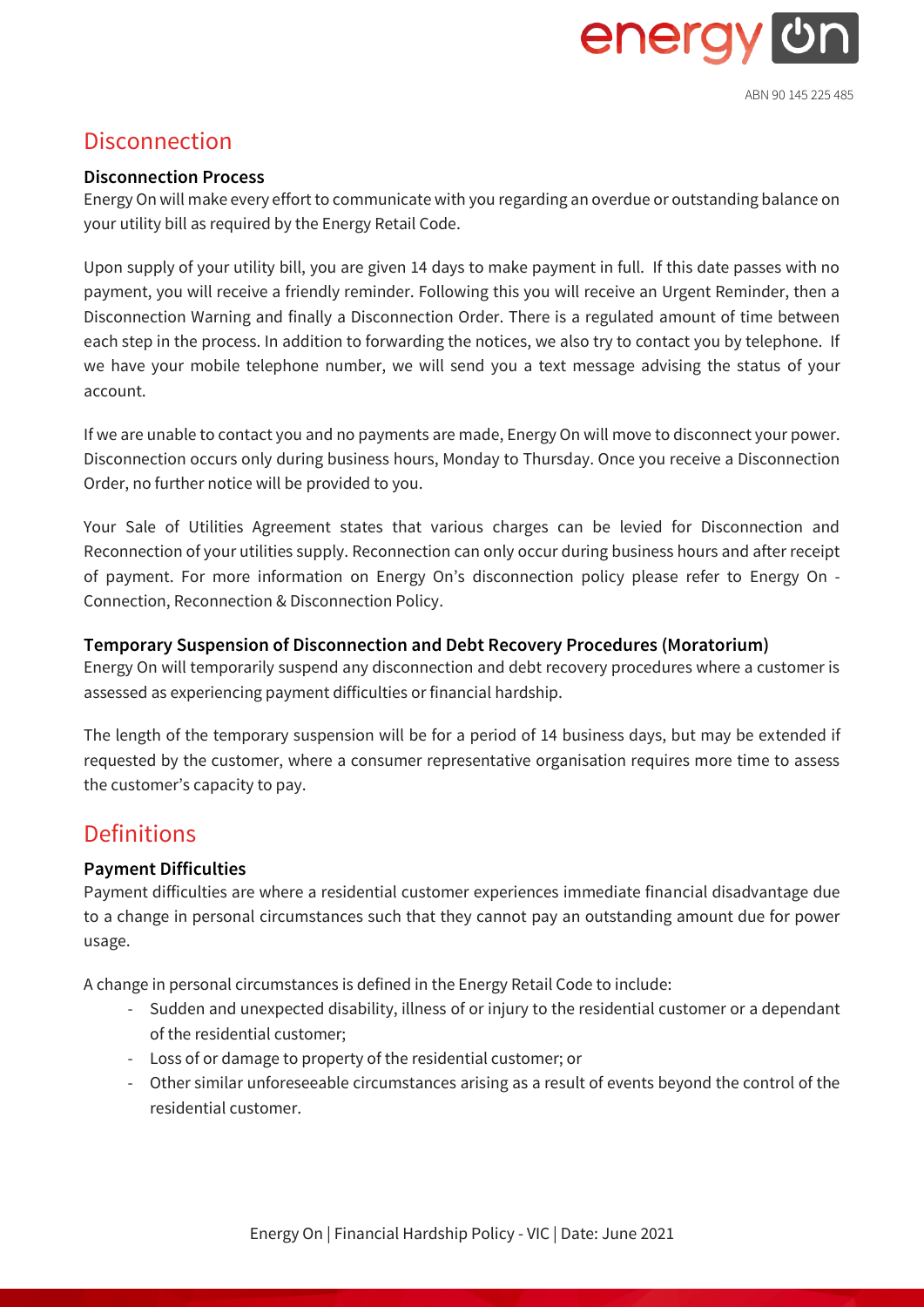## Disconnection

### Disconnection Process

Energy On will make every effort to communicate with you regarding an overdue or outstanding balance on your utility bill as required by the Energy Retail Code.

Upon supply of your utility bill, you are given 14 days to make payment in full. If this date passes with no payment, you will receive a friendly reminder. Following this you will receive an Urgent Reminder, then a Disconnection Warning and finally a Disconnection Order. There is a regulated amount of time between each step in the process. In addition to forwarding the notices, we also try to contact you by telephone. If we have your mobile telephone number, we will send you a text message advising the status of your account.

If we are unable to contact you and no payments are made, Energy On will move to disconnect your power. Disconnection occurs only during business hours, Monday to Thursday. Once you receive a Disconnection Order, no further notice will be provided to you.

Your Sale of Utilities Agreement states that various charges can be levied for Disconnection and Reconnection of your utilities supply. Reconnection can only occur during business hours and after receipt of payment. For more information on Energy On's disconnection policy please refer to Energy On - Connection, Reconnection & Disconnection Policy.

### Temporary Suspension of Disconnection and Debt Recovery Procedures (Moratorium)

Energy On will temporarily suspend any disconnection and debt recovery procedures where a customer is assessed as experiencing payment difficulties or financial hardship.

The length of the temporary suspension will be for a period of 14 business days, but may be extended if requested by the customer, where a consumer representative organisation requires more time to assess the customer's capacity to pay.

## Definitions

### Payment Difficulties

Payment difficulties are where a residential customer experiences immediate financial disadvantage due to a change in personal circumstances such that they cannot pay an outstanding amount due for power usage.

A change in personal circumstances is defined in the Energy Retail Code to include:

- Sudden and unexpected disability, illness of or injury to the residential customer or a dependant of the residential customer;
- Loss of or damage to property of the residential customer; or
- Other similar unforeseeable circumstances arising as a result of events beyond the control of the residential customer.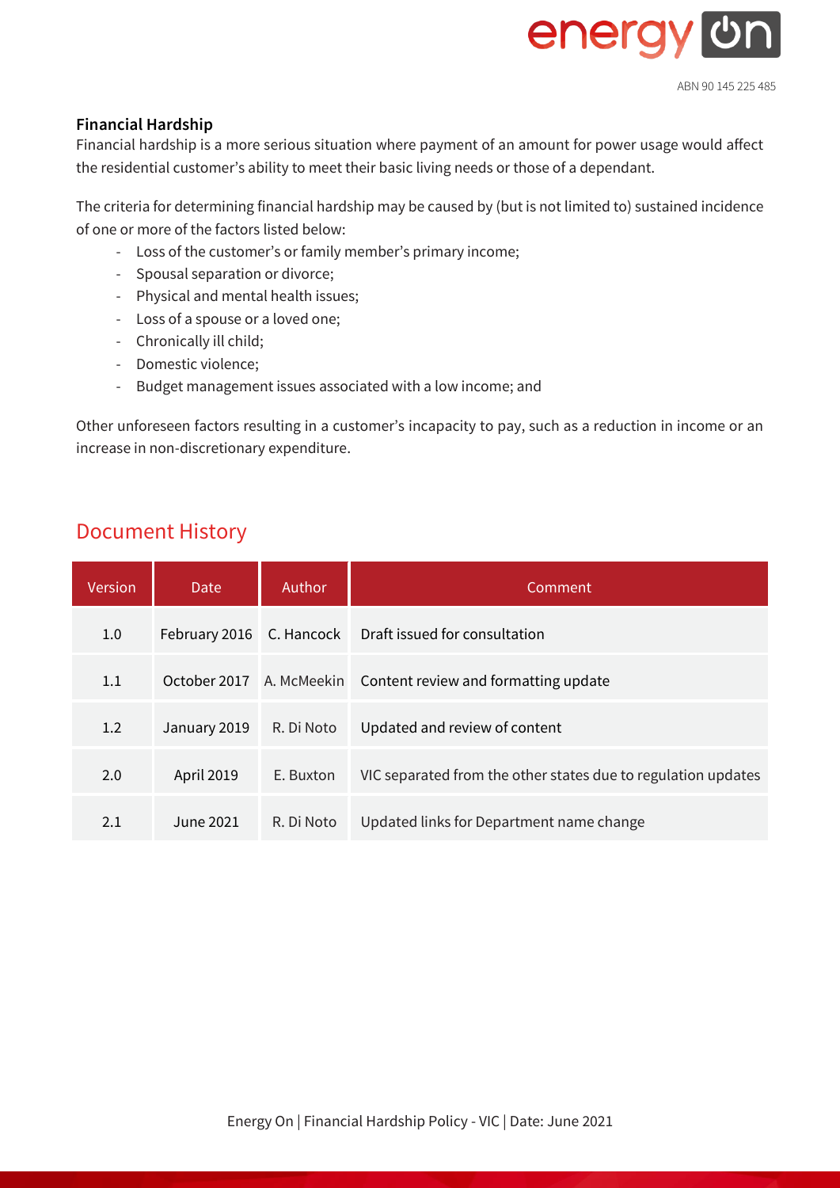**Financial Hardship**

Financial hardship is a more serious situation where payment of an amount for power usage would affect the residential customer's ability to meet their basic living needs or those of a dependant.

The criteria for determining financial hardship may be caused by (but is not limited to) sustained incidence of one or more of the factors listed below:

- Loss of the customer's or family member's primary income;
- Spousal separation or divorce;
- Physical and mental health issues;
- Loss of a spouse or a loved one;
- Chronically ill child;
- Domestic violence;
- Budget management issues associated with a low income; and

Other unforeseen factors resulting in a customer's incapacity to pay, such as a reduction in income or an increase in non-discretionary expenditure.

## Document History

| Version | Date | Author | Comment |
|---|---|---|---|
| 1.0 | February 2016 | C. Hancock | Draft issued for consultation |
| 1.1 | October 2017 | A. McMeekin | Content review and formatting update |
| 1.2 | January 2019 | R. Di Noto | Updated and review of content |
| 2.0 | April 2019 | E. Buxton | VIC separated from the other states due to regulation updates |
| 2.1 | June 2021 | R. Di Noto | Updated links for Department name change |